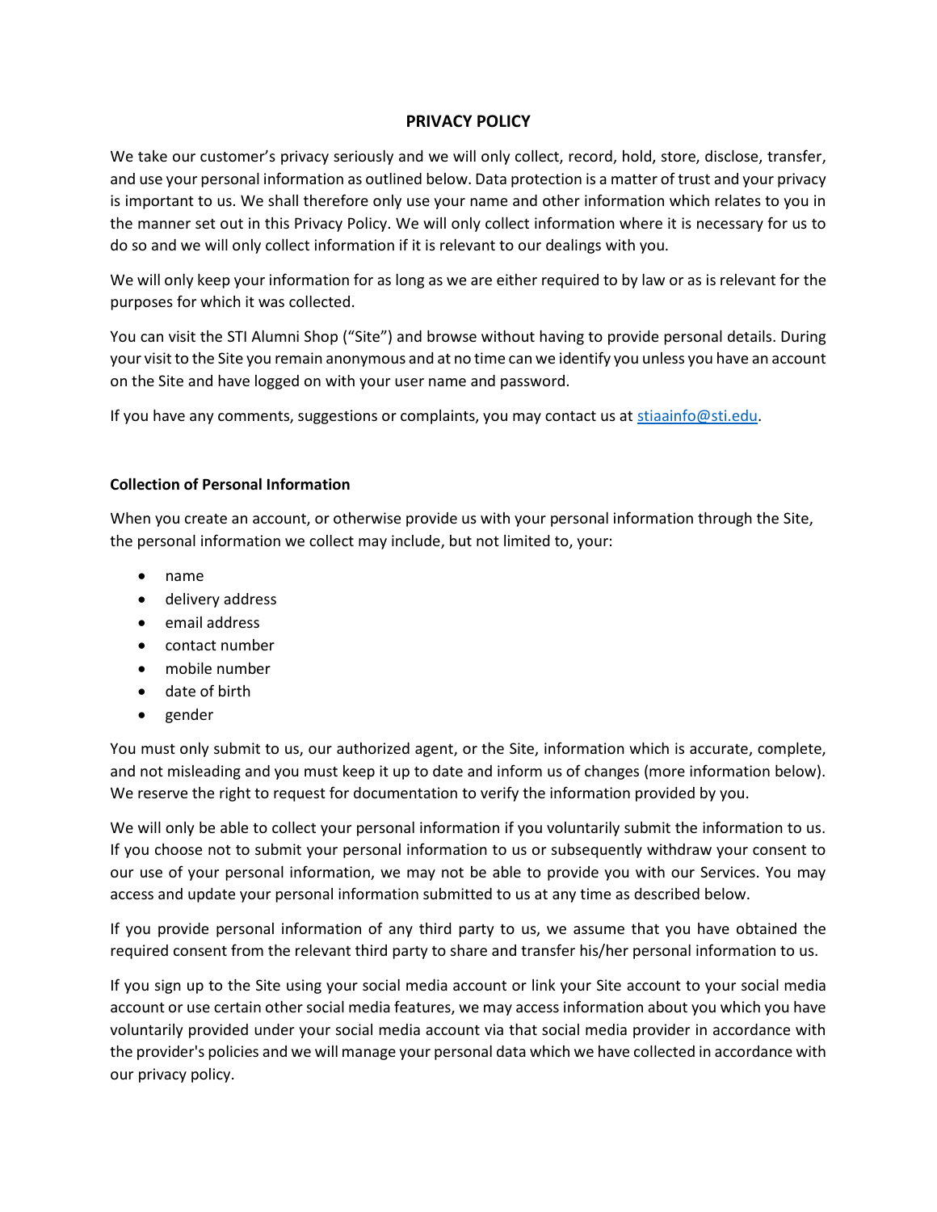# PRIVACY POLICY

We take our customer's privacy seriously and we will only collect, record, hold, store, disclose, transfer, and use your personal information as outlined below. Data protection is a matter of trust and your privacy is important to us. We shall therefore only use your name and other information which relates to you in the manner set out in this Privacy Policy. We will only collect information where it is necessary for us to do so and we will only collect information if it is relevant to our dealings with you.

We will only keep your information for as long as we are either required to by law or as is relevant for the purposes for which it was collected.

You can visit the STI Alumni Shop ("Site") and browse without having to provide personal details. During your visit to the Site you remain anonymous and at no time can we identify you unless you have an account on the Site and have logged on with your user name and password.

If you have any comments, suggestions or complaints, you may contact us at stiaainfo@sti.edu.

### Collection of Personal Information

When you create an account, or otherwise provide us with your personal information through the Site, the personal information we collect may include, but not limited to, your:

- name
- delivery address
- email address
- contact number
- mobile number
- date of birth
- gender

You must only submit to us, our authorized agent, or the Site, information which is accurate, complete, and not misleading and you must keep it up to date and inform us of changes (more information below). We reserve the right to request for documentation to verify the information provided by you.

We will only be able to collect your personal information if you voluntarily submit the information to us. If you choose not to submit your personal information to us or subsequently withdraw your consent to our use of your personal information, we may not be able to provide you with our Services. You may access and update your personal information submitted to us at any time as described below.

If you provide personal information of any third party to us, we assume that you have obtained the required consent from the relevant third party to share and transfer his/her personal information to us.

If you sign up to the Site using your social media account or link your Site account to your social media account or use certain other social media features, we may access information about you which you have voluntarily provided under your social media account via that social media provider in accordance with the provider's policies and we will manage your personal data which we have collected in accordance with our privacy policy.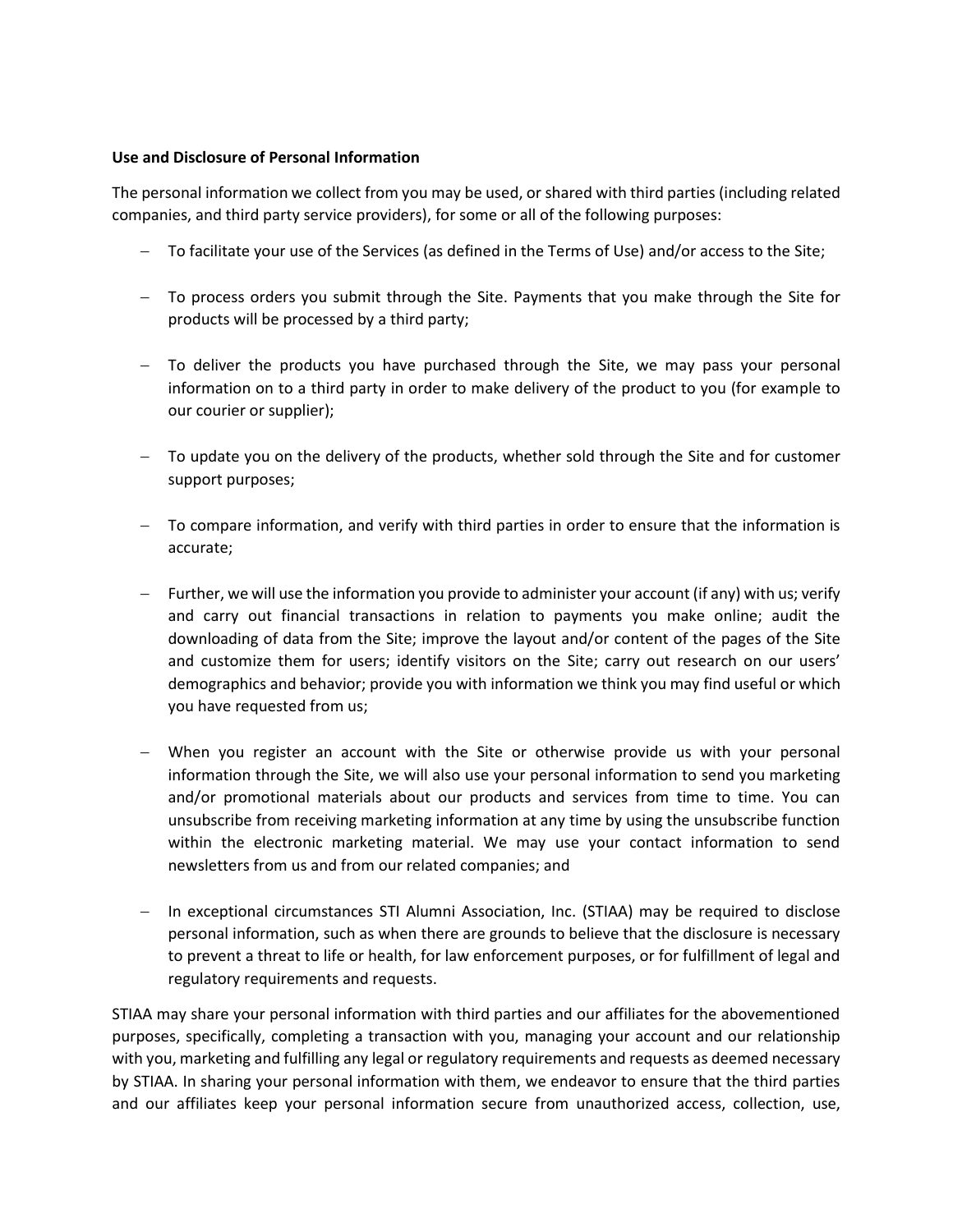**Use and Disclosure of Personal Information**

The personal information we collect from you may be used, or shared with third parties (including related companies, and third party service providers), for some or all of the following purposes:

- To facilitate your use of the Services (as defined in the Terms of Use) and/or access to the Site;

- To process orders you submit through the Site. Payments that you make through the Site for products will be processed by a third party;

- To deliver the products you have purchased through the Site, we may pass your personal information on to a third party in order to make delivery of the product to you (for example to our courier or supplier);

- To update you on the delivery of the products, whether sold through the Site and for customer support purposes;

- To compare information, and verify with third parties in order to ensure that the information is accurate;

- Further, we will use the information you provide to administer your account (if any) with us; verify and carry out financial transactions in relation to payments you make online; audit the downloading of data from the Site; improve the layout and/or content of the pages of the Site and customize them for users; identify visitors on the Site; carry out research on our users' demographics and behavior; provide you with information we think you may find useful or which you have requested from us;

- When you register an account with the Site or otherwise provide us with your personal information through the Site, we will also use your personal information to send you marketing and/or promotional materials about our products and services from time to time. You can unsubscribe from receiving marketing information at any time by using the unsubscribe function within the electronic marketing material. We may use your contact information to send newsletters from us and from our related companies; and

- In exceptional circumstances STI Alumni Association, Inc. (STIAA) may be required to disclose personal information, such as when there are grounds to believe that the disclosure is necessary to prevent a threat to life or health, for law enforcement purposes, or for fulfillment of legal and regulatory requirements and requests.

STIAA may share your personal information with third parties and our affiliates for the abovementioned purposes, specifically, completing a transaction with you, managing your account and our relationship with you, marketing and fulfilling any legal or regulatory requirements and requests as deemed necessary by STIAA. In sharing your personal information with them, we endeavor to ensure that the third parties and our affiliates keep your personal information secure from unauthorized access, collection, use,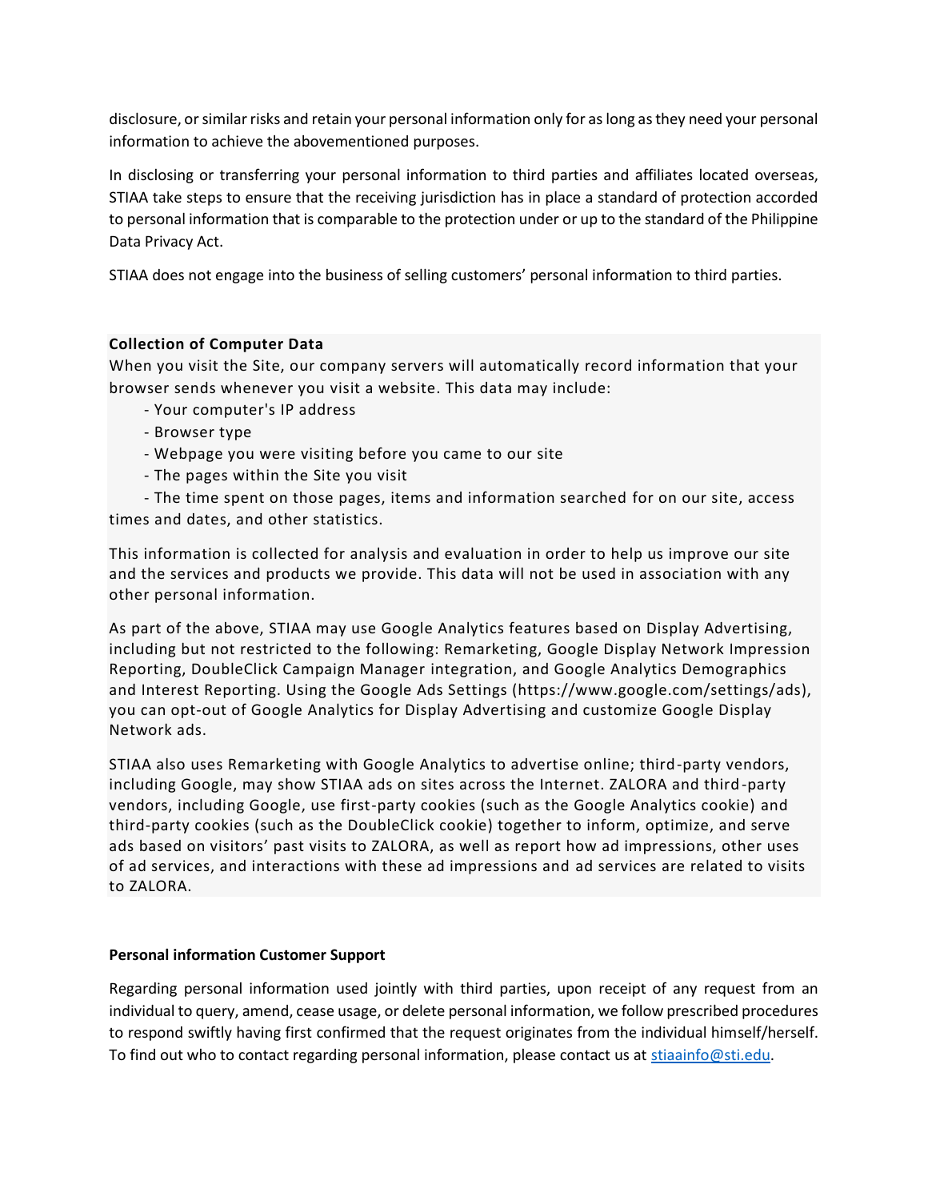disclosure, or similar risks and retain your personal information only for as long as they need your personal information to achieve the abovementioned purposes.

In disclosing or transferring your personal information to third parties and affiliates located overseas, STIAA take steps to ensure that the receiving jurisdiction has in place a standard of protection accorded to personal information that is comparable to the protection under or up to the standard of the Philippine Data Privacy Act.

STIAA does not engage into the business of selling customers' personal information to third parties.

**Collection of Computer Data**

When you visit the Site, our company servers will automatically record information that your browser sends whenever you visit a website. This data may include:

- Your computer's IP address
- Browser type
- Webpage you were visiting before you came to our site
- The pages within the Site you visit
- The time spent on those pages, items and information searched for on our site, access times and dates, and other statistics.

This information is collected for analysis and evaluation in order to help us improve our site and the services and products we provide. This data will not be used in association with any other personal information.

As part of the above, STIAA may use Google Analytics features based on Display Advertising, including but not restricted to the following: Remarketing, Google Display Network Impression Reporting, DoubleClick Campaign Manager integration, and Google Analytics Demographics and Interest Reporting. Using the Google Ads Settings (https://www.google.com/settings/ads), you can opt-out of Google Analytics for Display Advertising and customize Google Display Network ads.

STIAA also uses Remarketing with Google Analytics to advertise online; third-party vendors, including Google, may show STIAA ads on sites across the Internet. ZALORA and third-party vendors, including Google, use first-party cookies (such as the Google Analytics cookie) and third-party cookies (such as the DoubleClick cookie) together to inform, optimize, and serve ads based on visitors' past visits to ZALORA, as well as report how ad impressions, other uses of ad services, and interactions with these ad impressions and ad services are related to visits to ZALORA.

**Personal information Customer Support**

Regarding personal information used jointly with third parties, upon receipt of any request from an individual to query, amend, cease usage, or delete personal information, we follow prescribed procedures to respond swiftly having first confirmed that the request originates from the individual himself/herself. To find out who to contact regarding personal information, please contact us at stiaainfo@sti.edu.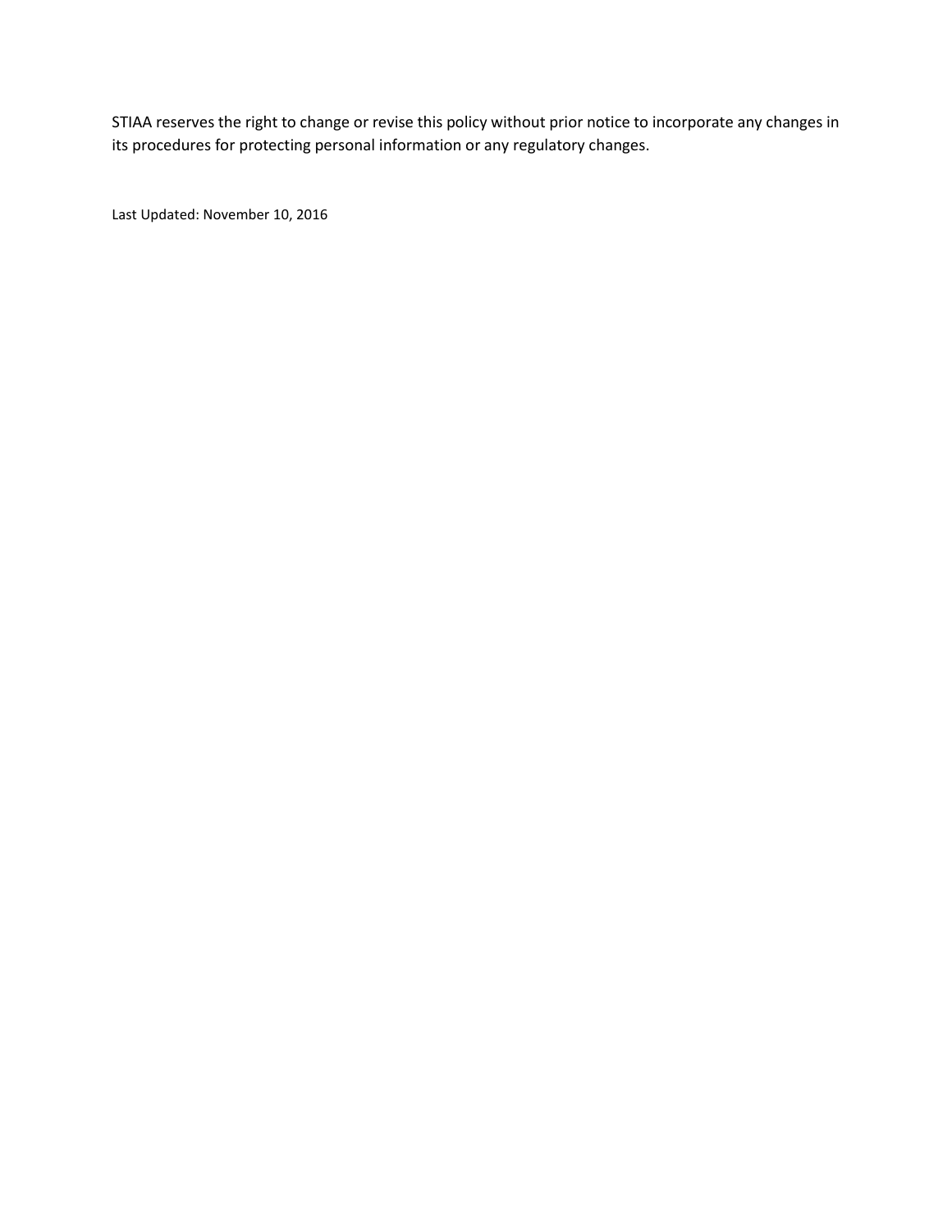STIAA reserves the right to change or revise this policy without prior notice to incorporate any changes in its procedures for protecting personal information or any regulatory changes.

Last Updated: November 10, 2016